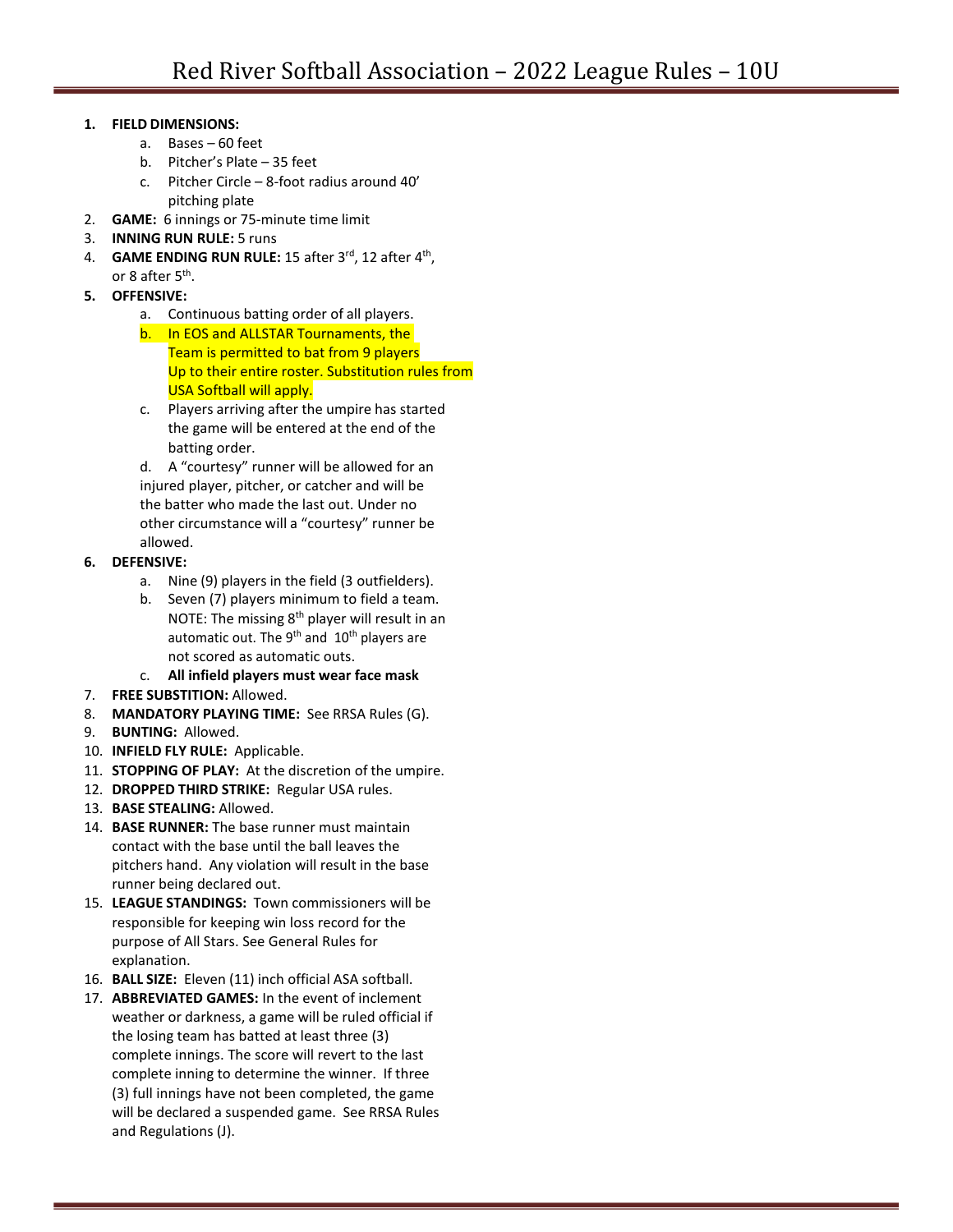# Red River Softball Association – 2022 League Rules – 10U

1. **FIELD DIMENSIONS:**
   a. Bases – 60 feet
   b. Pitcher's Plate – 35 feet
   c. Pitcher Circle – 8-foot radius around 40' pitching plate
2. **GAME:** 6 innings or 75-minute time limit
3. **INNING RUN RULE:** 5 runs
4. **GAME ENDING RUN RULE:** 15 after 3rd, 12 after 4th, or 8 after 5th.
5. **OFFENSIVE:**
   a. Continuous batting order of all players.
   b. In EOS and ALLSTAR Tournaments, the Team is permitted to bat from 9 players Up to their entire roster. Substitution rules from USA Softball will apply.
   c. Players arriving after the umpire has started the game will be entered at the end of the batting order.
   d. A "courtesy" runner will be allowed for an injured player, pitcher, or catcher and will be the batter who made the last out. Under no other circumstance will a "courtesy" runner be allowed.
6. **DEFENSIVE:**
   a. Nine (9) players in the field (3 outfielders).
   b. Seven (7) players minimum to field a team. NOTE: The missing 8th player will result in an automatic out. The 9th and 10th players are not scored as automatic outs.
   c. **All infield players must wear face mask**
7. **FREE SUBSTITION:** Allowed.
8. **MANDATORY PLAYING TIME:** See RRSA Rules (G).
9. **BUNTING:** Allowed.
10. **INFIELD FLY RULE:** Applicable.
11. **STOPPING OF PLAY:** At the discretion of the umpire.
12. **DROPPED THIRD STRIKE:** Regular USA rules.
13. **BASE STEALING:** Allowed.
14. **BASE RUNNER:** The base runner must maintain contact with the base until the ball leaves the pitchers hand. Any violation will result in the base runner being declared out.
15. **LEAGUE STANDINGS:** Town commissioners will be responsible for keeping win loss record for the purpose of All Stars. See General Rules for explanation.
16. **BALL SIZE:** Eleven (11) inch official ASA softball.
17. **ABBREVIATED GAMES:** In the event of inclement weather or darkness, a game will be ruled official if the losing team has batted at least three (3) complete innings. The score will revert to the last complete inning to determine the winner. If three (3) full innings have not been completed, the game will be declared a suspended game. See RRSA Rules and Regulations (J).